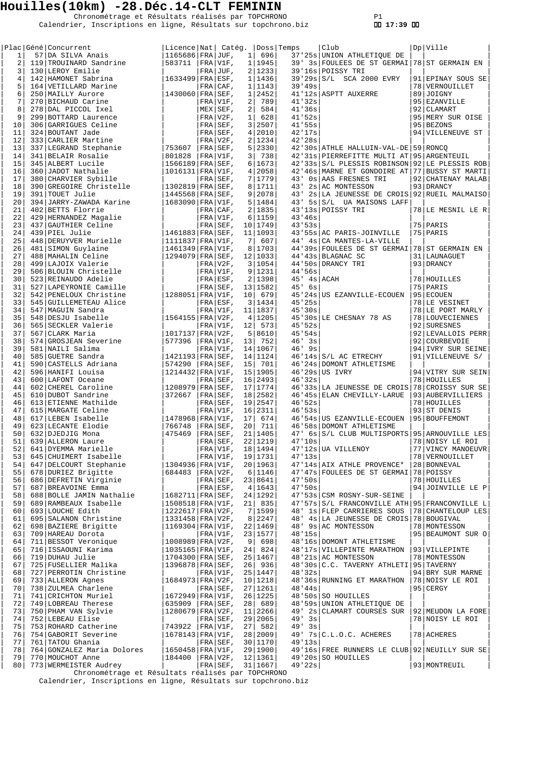# Houilles(10km) -28.Déc.14-CLT FEMININ

Chronométrage et Résultats réalisés par TOPCHRONO
Calendrier, Inscriptions en ligne, Résultats sur topchrono.biz

17:39

| Plac | Géné | Concurrent | Licence | Nat | Catég. | | Doss | Temps | Club | Dp | Ville |
|---|---|---|---|---|---|---|---|---|---|---|---|
| 1 | 57 | DA SILVA Anais | 1165686 | FRA | JUF, | 1 | 696 | 37'25s | UNION ATHLETIQUE DE | | |
| 2 | 119 | TROUINARD Sandrine | 583711 | FRA | V1F, | 1 | 1945 | 39' 3s | FOULEES DE ST GERMAI | 78 | ST GERMAIN EN |
| 3 | 130 | LEROY Emilie | | FRA | JUF, | 2 | 1233 | 39'16s | POISSY TRI | | |
| 4 | 142 | HAMONET Sabrina | 1633499 | FRA | ESF, | 1 | 1436 | 39'29s | S/L SCA 2000 EVRY | 91 | EPINAY SOUS SE |
| 5 | 164 | VETILLARD Marine | | FRA | CAF, | 1 | 1143 | 39'49s | | 78 | VERNOUILLET |
| 6 | 250 | MAILLY Aurore | 1430060 | FRA | SEF, | 1 | 2452 | 41'12s | ASPTT AUXERRE | 89 | JOIGNY |
| 7 | 270 | BICHAUD Carine | | FRA | V1F, | 2 | 789 | 41'32s | | 95 | EZANVILLE |
| 8 | 278 | DAL PICCOL Ixel | | MEX | SEF, | 2 | 584 | 41'36s | | 92 | CLAMART |
| 9 | 299 | BOTTARD Laurence | | FRA | V2F, | 1 | 628 | 41'52s | | 95 | MERY SUR OISE |
| 10 | 306 | GARRIGUES Celine | | FRA | SEF, | 3 | 2507 | 41'55s | | 95 | BEZONS |
| 11 | 324 | BOUTANT Jade | | FRA | SEF, | 4 | 2010 | 42'17s | | 94 | VILLENEUVE ST |
| 12 | 333 | CARLIER Martine | | FRA | V2F, | 2 | 1234 | 42'28s | | | |
| 13 | 337 | LEGRAND Stephanie | 753607 | FRA | SEF, | 5 | 2330 | 42'30s | ATHLE HALLUIN-VAL-DE | 59 | RONCQ |
| 14 | 341 | BELAIR Rosalie | 801828 | FRA | V1F, | 3 | 738 | 42'31s | PIERREFITTE MULTI AT | 95 | ARGENTEUIL |
| 15 | 345 | ALBERT Lucile | 1566189 | FRA | SEF, | 6 | 1673 | 42'33s | S/L PLESSIS ROBINSON | 92 | LE PLESSIS ROB |
| 16 | 360 | JADOT Nathalie | 1016131 | FRA | V1F, | 4 | 2058 | 42'46s | MARNE ET GONDOIRE AT | 77 | BUSSY ST MARTI |
| 17 | 380 | CHARVIER Sybille | | FRA | SEF, | 7 | 1779 | 43' 0s | AAS FRESNES TRI | 92 | CHATENAY MALAB |
| 18 | 390 | GREGOIRE Christelle | 1302819 | FRA | SEF, | 8 | 1711 | 43' 2s | AC MONTESSON | 93 | DRANCY |
| 19 | 391 | TOUET Julie | 1445568 | FRA | SEF, | 9 | 2078 | 43' 2s | LA JEUNESSE DE CROIS | 92 | RUEIL MALMAISO |
| 20 | 394 | JARRY-ZAWADA Karine | 1683090 | FRA | V1F, | 5 | 1484 | 43' 5s | S/L UA MAISONS LAFF | | |
| 21 | 402 | BETTS Florrie | | FRA | CAF, | 2 | 1835 | 43'13s | POISSY TRI | 78 | LE MESNIL LE R |
| 22 | 429 | HERNANDEZ Magalie | | FRA | V1F, | 6 | 1159 | 43'46s | | | |
| 23 | 437 | GAUTHIER Celine | | FRA | SEF, | 10 | 1749 | 43'53s | | 75 | PARIS |
| 24 | 439 | PIEL Julie | 1461883 | FRA | SEF, | 11 | 1093 | 43'55s | AC PARIS-JOINVILLE | 75 | PARIS |
| 25 | 448 | DERUYVER Murielle | 1111837 | FRA | V1F, | 7 | 607 | 44' 4s | CA MANTES-LA-VILLE | | |
| 26 | 481 | SIMON Guylaine | 1461349 | FRA | V1F, | 8 | 1703 | 44'39s | FOULEES DE ST GERMAI | 78 | ST GERMAIN EN |
| 27 | 488 | MAHALIN Celine | 1294079 | FRA | SEF, | 12 | 1033 | 44'43s | BLAGNAC SC | 31 | LAUNAGUET |
| 28 | 499 | LAJOIX Valerie | | FRA | V2F, | 3 | 1054 | 44'50s | DRANCY TRI | 93 | DRANCY |
| 29 | 506 | BLOUIN Christelle | | FRA | V1F, | 9 | 1231 | 44'56s | | | |
| 30 | 523 | REINAUDO Adelie | | FRA | ESF, | 2 | 1398 | 45' 4s | ACAH | 78 | HOUILLES |
| 31 | 527 | LAPEYRONIE Camille | | FRA | SEF, | 13 | 1582 | 45' 6s | | 75 | PARIS |
| 32 | 542 | PENELOUX Christine | 1288051 | FRA | V1F, | 10 | 679 | 45'24s | US EZANVILLE-ECOUEN | 95 | ECOUEN |
| 33 | 545 | GUILLEMETEAU Alice | | FRA | ESF, | 3 | 1434 | 45'25s | | 78 | LE VESINET |
| 34 | 547 | MAGUIN Sandra | | FRA | V1F, | 11 | 1837 | 45'30s | | 78 | LE PORT MARLY |
| 35 | 548 | DESJU Isabelle | 1564155 | FRA | V2F, | 4 | 1205 | 45'30s | LE CHESNAY 78 AS | 78 | LOUVECIENNES |
| 36 | 565 | SECKLER Valerie | | FRA | V1F, | 12 | 573 | 45'52s | | 92 | SURESNES |
| 37 | 567 | CLARK Maria | 1017137 | FRA | V2F, | 5 | 8610 | 45'54s | | 92 | LEVALLOIS PERR |
| 38 | 574 | GROSJEAN Severine | 577396 | FRA | V1F, | 13 | 752 | 46' 3s | | 92 | COURBEVOIE |
| 39 | 581 | NAILI Salima | | FRA | V1F, | 14 | 1067 | 46' 9s | | 94 | IVRY SUR SEINE |
| 40 | 585 | GUETRE Sandra | 1421193 | FRA | SEF, | 14 | 1124 | 46'14s | S/L AC ETRECHY | 91 | VILLENEUVE S/ |
| 41 | 590 | CASTELLS Adriana | 574290 | FRA | SEF, | 15 | 701 | 46'24s | DOMONT ATHLETISME | | |
| 42 | 596 | HANIFI Louisa | 1214432 | FRA | V1F, | 15 | 1905 | 46'29s | US IVRY | 94 | VITRY SUR SEIN |
| 43 | 600 | LAFONT Oceane | | FRA | SEF, | 16 | 2493 | 46'32s | | 78 | HOUILLES |
| 44 | 602 | CHEREL Caroline | 1208979 | FRA | SEF, | 17 | 1774 | 46'33s | LA JEUNESSE DE CROIS | 78 | CROISSY SUR SE |
| 45 | 610 | DUBOT Sandrine | 372667 | FRA | SEF, | 18 | 2582 | 46'45s | ELAN CHEVILLY-LARUE | 93 | AUBERVILLIERS |
| 46 | 613 | ETIENNE Mathilde | | FRA | SEF, | 19 | 2547 | 46'52s | | 78 | HOUILLES |
| 47 | 615 | MARGATE Celine | | FRA | V1F, | 16 | 2311 | 46'53s | | 93 | ST DENIS |
| 48 | 617 | LEBEN Isabelle | 1478968 | FRA | V1F, | 17 | 674 | 46'54s | US EZANVILLE-ECOUEN | 95 | BOUFFEMONT |
| 49 | 623 | LECANTE Elodie | 766748 | FRA | SEF, | 20 | 711 | 46'58s | DOMONT ATHLETISME | | |
| 50 | 632 | DJEDJIG Mona | 475469 | FRA | SEF, | 21 | 1405 | 47' 6s | S/L CLUB MULTISPORTS | 95 | ARNOUVILLE LES |
| 51 | 639 | ALLERON Laure | | FRA | SEF, | 22 | 1219 | 47'10s | | 78 | NOISY LE ROI |
| 52 | 641 | DYEMMA Marielle | | FRA | V1F, | 18 | 1494 | 47'12s | UA VILLENOY | 77 | VINCY MANOEUVR |
| 53 | 645 | CHUIMERT Isabelle | | FRA | V1F, | 19 | 1731 | 47'13s | | 78 | VERNOUILLET |
| 54 | 647 | DELCOURT Stephanie | 1304936 | FRA | V1F, | 20 | 1963 | 47'14s | AIX ATHLE PROVENCE* | 28 | BONNEVAL |
| 55 | 678 | DURIEZ Brigitte | 684483 | FRA | V2F, | 6 | 1146 | 47'47s | FOULEES DE ST GERMAI | 78 | POISSY |
| 56 | 686 | DEFRETIN Virginie | | FRA | SEF, | 23 | 8641 | 47'50s | | 78 | HOUILLES |
| 57 | 687 | BREAVOINE Emma | | FRA | ESF, | 4 | 1643 | 47'50s | | 94 | JOINVILLE LE P |
| 58 | 688 | BOLLE JAMIN Nathalie | 1682711 | FRA | SEF, | 24 | 1292 | 47'53s | CSM ROSNY-SUR-SEINE | | |
| 59 | 689 | RAMBEAUX Isabelle | 1508518 | FRA | V1F, | 21 | 835 | 47'57s | S/L FRANCONVILLE ATH | 95 | FRANCONVILLE L |
| 60 | 693 | LOUCHE Edith | 1222617 | FRA | V2F, | 7 | 1599 | 48' 1s | FLEP CARRIERES SOUS | 78 | CHANTELOUP LES |
| 61 | 695 | SALANON Christine | 1331458 | FRA | V2F, | 8 | 2247 | 48' 4s | LA JEUNESSE DE CROIS | 78 | BOUGIVAL |
| 62 | 698 | BAZIERE Brigitte | 1169304 | FRA | V1F, | 22 | 1469 | 48' 9s | AC MONTESSON | 78 | MONTESSON |
| 63 | 709 | HAREAU Dorota | | FRA | V1F, | 23 | 1577 | 48'15s | | 95 | BEAUMONT SUR O |
| 64 | 711 | BESSOT Veronique | 1008989 | FRA | V2F, | 9 | 698 | 48'16s | DOMONT ATHLETISME | | |
| 65 | 716 | ISSAOUNI Karima | 1035165 | FRA | V1F, | 24 | 824 | 48'17s | VILLEPINTE MARATHON | 93 | VILLEPINTE |
| 66 | 719 | DUHAU Julie | 1704300 | FRA | SEF, | 25 | 1467 | 48'21s | AC MONTESSON | 78 | MONTESSON |
| 67 | 725 | FUSELLIER Malika | 1396878 | FRA | SEF, | 26 | 936 | 48'30s | C.C. TAVERNY ATHLETI | 95 | TAVERNY |
| 68 | 727 | PERROTIN Christine | | FRA | V1F, | 25 | 1447 | 48'32s | | 94 | BRY SUR MARNE |
| 69 | 733 | ALLERON Agnes | 1684973 | FRA | V2F, | 10 | 1218 | 48'36s | RUNNING ET MARATHON | 78 | NOISY LE ROI |
| 70 | 738 | ZULMEA Charlene | | FRA | SEF, | 27 | 1261 | 48'44s | | 95 | CERGY |
| 71 | 741 | CRICHTON Muriel | 1672949 | FRA | V1F, | 26 | 1225 | 48'50s | SO HOUILLES | | |
| 72 | 749 | LOBREAU Therese | 635909 | FRA | SEF, | 28 | 689 | 48'59s | UNION ATHLETIQUE DE | | |
| 73 | 750 | PHAM VAN Sylvie | 1280679 | FRA | V2F, | 11 | 2266 | 49' 2s | CLAMART COURSES SUR | 92 | MEUDON LA FORE |
| 74 | 752 | LEBEAU Elise | | FRA | SEF, | 29 | 2065 | 49' 3s | | 78 | NOISY LE ROI |
| 75 | 753 | ROHARD Catherine | 743922 | FRA | V1F, | 27 | 582 | 49' 3s | | | |
| 76 | 754 | GABORIT Severine | 1678143 | FRA | V1F, | 28 | 2009 | 49' 7s | C.L.O.C. ACHERES | 78 | ACHERES |
| 77 | 761 | TATOU Ghania | | FRA | SEF, | 30 | 1170 | 49'13s | | | |
| 78 | 764 | GONZALEZ Maria Dolores | 1650458 | FRA | V1F, | 29 | 1900 | 49'16s | FREE RUNNERS LE CLUB | 92 | NEUILLY SUR SE |
| 79 | 770 | MOUCHOT Anne | 184400 | FRA | V2F, | 12 | 1361 | 49'20s | SO HOUILLES | | |
| 80 | 773 | WERMEISTER Audrey | | FRA | SEF, | 31 | 1667 | 49'22s | | 93 | MONTREUIL |

Chronométrage et Résultats réalisés par TOPCHRONO
Calendrier, Inscriptions en ligne, Résultats sur topchrono.biz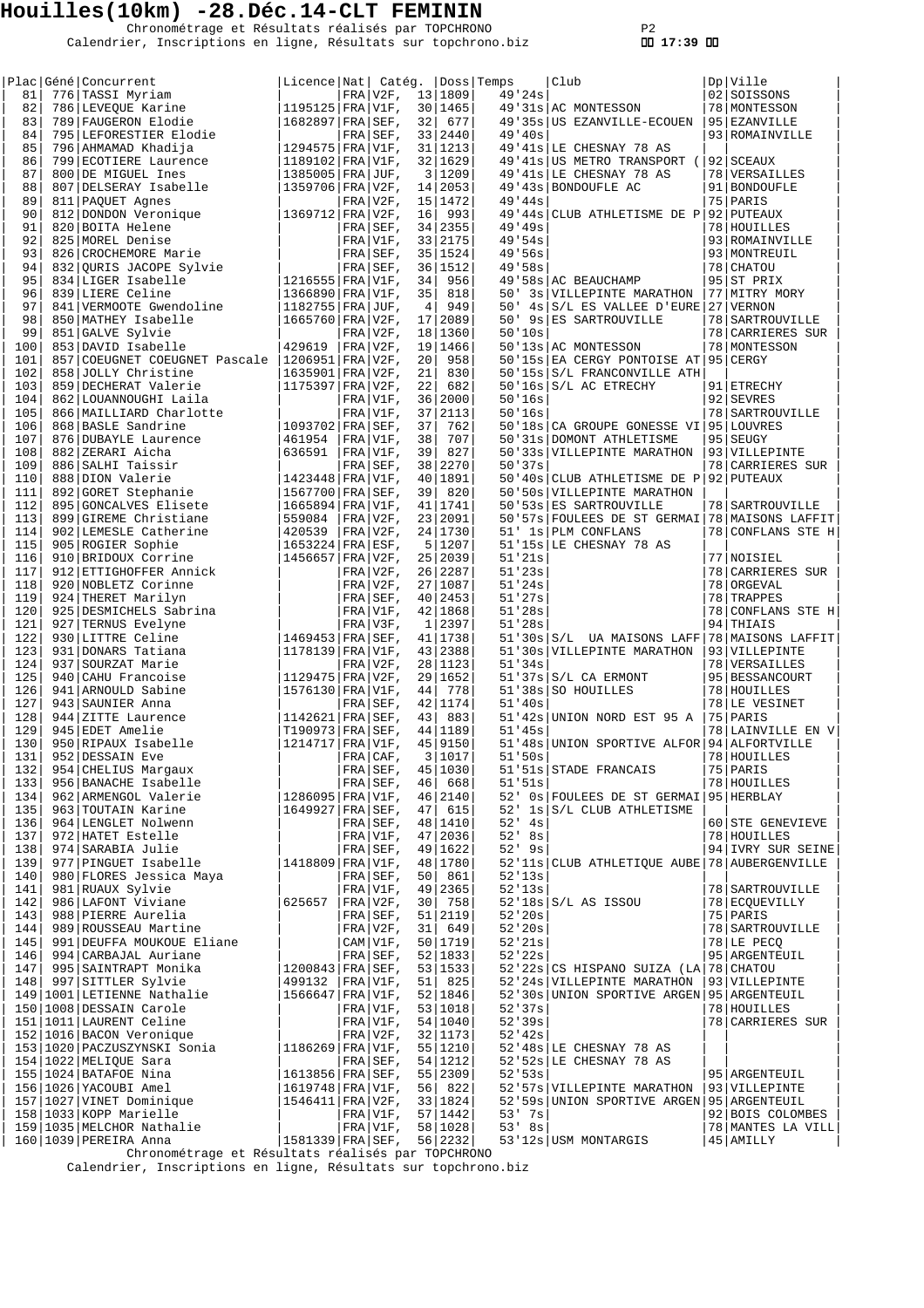# Houilles(10km) -28.Déc.14-CLT FEMININ

Chronométrage et Résultats réalisés par TOPCHRONO
Calendrier, Inscriptions en ligne, Résultats sur topchrono.biz

| Plac | Géné | Concurrent | Licence | Nat | Catég. | | Doss | Temps | Club | Dp | Ville |
|---|---|---|---|---|---|---|---|---|---|---|---|
| 81 | 776 | TASSI Myriam | | FRA | V2F, | 13 | 1809 | 49'24s | | 02 | SOISSONS |
| 82 | 786 | LEVEQUE Karine | 1195125 | FRA | V1F, | 30 | 1465 | 49'31s | AC MONTESSON | 78 | MONTESSON |
| 83 | 789 | FAUGERON Elodie | 1682897 | FRA | SEF, | 32 | 677 | 49'35s | US EZANVILLE-ECOUEN | 95 | EZANVILLE |
| 84 | 795 | LEFORESTIER Elodie | | FRA | SEF, | 33 | 2440 | 49'40s | | 93 | ROMAINVILLE |
| 85 | 796 | AHMAMAD Khadija | 1294575 | FRA | V1F, | 31 | 1213 | 49'41s | LE CHESNAY 78 AS | | |
| 86 | 799 | ECOTIERE Laurence | 1189102 | FRA | V1F, | 32 | 1629 | 49'41s | US METRO TRANSPORT ( | 92 | SCEAUX |
| 87 | 800 | DE MIGUEL Ines | 1385005 | FRA | JUF, | 3 | 1209 | 49'41s | LE CHESNAY 78 AS | 78 | VERSAILLES |
| 88 | 807 | DELSERAY Isabelle | 1359706 | FRA | V2F, | 14 | 2053 | 49'43s | BONDOUFLE AC | 91 | BONDOUFLE |
| 89 | 811 | PAQUET Agnes | | FRA | V2F, | 15 | 1472 | 49'44s | | 75 | PARIS |
| 90 | 812 | DONDON Veronique | 1369712 | FRA | V2F, | 16 | 993 | 49'44s | CLUB ATHLETISME DE P | 92 | PUTEAUX |
| 91 | 820 | BOITA Helene | | FRA | SEF, | 34 | 2355 | 49'49s | | 78 | HOUILLES |
| 92 | 825 | MOREL Denise | | FRA | V1F, | 33 | 2175 | 49'54s | | 93 | ROMAINVILLE |
| 93 | 826 | CROCHEMORE Marie | | FRA | SEF, | 35 | 1524 | 49'56s | | 93 | MONTREUIL |
| 94 | 832 | QURIS JACOPE Sylvie | | FRA | SEF, | 36 | 1512 | 49'58s | | 78 | CHATOU |
| 95 | 834 | LIGER Isabelle | 1216555 | FRA | V1F, | 34 | 956 | 49'58s | AC BEAUCHAMP | 95 | ST PRIX |
| 96 | 839 | LIERE Celine | 1366890 | FRA | V1F, | 35 | 818 | 50' 3s | VILLEPINTE MARATHON | 77 | MITRY MORY |
| 97 | 841 | VERMOOTE Gwendoline | 1182755 | FRA | JUF, | 4 | 949 | 50' 4s | S/L ES VALLEE D'EURE | 27 | VERNON |
| 98 | 850 | MATHEY Isabelle | 1665760 | FRA | V2F, | 17 | 2089 | 50' 9s | ES SARTROUVILLE | 78 | SARTROUVILLE |
| 99 | 851 | GALVE Sylvie | | FRA | V2F, | 18 | 1360 | 50'10s | | 78 | CARRIERES SUR |
| 100 | 853 | DAVID Isabelle | 429619 | FRA | V2F, | 19 | 1466 | 50'13s | AC MONTESSON | 78 | MONTESSON |
| 101 | 857 | COEUGNET COEUGNET Pascale | 1206951 | FRA | V2F, | 20 | 958 | 50'15s | EA CERGY PONTOISE AT | 95 | CERGY |
| 102 | 858 | JOLLY Christine | 1635901 | FRA | V2F, | 21 | 830 | 50'15s | S/L FRANCONVILLE ATH | | |
| 103 | 859 | DECHERAT Valerie | 1175397 | FRA | V2F, | 22 | 682 | 50'16s | S/L AC ETRECHY | 91 | ETRECHY |
| 104 | 862 | LOUANNOUGHI Laila | | FRA | V1F, | 36 | 2000 | 50'16s | | 92 | SEVRES |
| 105 | 866 | MAILLIARD Charlotte | | FRA | V1F, | 37 | 2113 | 50'16s | | 78 | SARTROUVILLE |
| 106 | 868 | BASLE Sandrine | 1093702 | FRA | SEF, | 37 | 762 | 50'18s | CA GROUPE GONESSE VI | 95 | LOUVRES |
| 107 | 876 | DUBAYLE Laurence | 461954 | FRA | V1F, | 38 | 707 | 50'31s | DOMONT ATHLETISME | 95 | SEUGY |
| 108 | 882 | ZERARI Aicha | 636591 | FRA | V1F, | 39 | 827 | 50'33s | VILLEPINTE MARATHON | 93 | VILLEPINTE |
| 109 | 886 | SALHI Taissir | | FRA | SEF, | 38 | 2270 | 50'37s | | 78 | CARRIERES SUR |
| 110 | 888 | DION Valerie | 1423448 | FRA | V1F, | 40 | 1891 | 50'40s | CLUB ATHLETISME DE P | 92 | PUTEAUX |
| 111 | 892 | GORET Stephanie | 1567700 | FRA | SEF, | 39 | 820 | 50'50s | VILLEPINTE MARATHON | | |
| 112 | 895 | GONCALVES Elisete | 1665894 | FRA | V1F, | 41 | 1741 | 50'53s | ES SARTROUVILLE | 78 | SARTROUVILLE |
| 113 | 899 | GIREME Christiane | 559084 | FRA | V2F, | 23 | 2091 | 50'57s | FOULEES DE ST GERMAI | 78 | MAISONS LAFFIT |
| 114 | 902 | LEMESLE Catherine | 420539 | FRA | V2F, | 24 | 1730 | 51' 1s | PLM CONFLANS | 78 | CONFLANS STE H |
| 115 | 905 | ROGIER Sophie | 1653224 | FRA | ESF, | 5 | 1207 | 51'15s | LE CHESNAY 78 AS | | |
| 116 | 910 | BRIDOUX Corrine | 1456657 | FRA | V2F, | 25 | 2039 | 51'21s | | 77 | NOISIEL |
| 117 | 912 | ETTIGHOFFER Annick | | FRA | V2F, | 26 | 2287 | 51'23s | | 78 | CARRIERES SUR |
| 118 | 920 | NOBLETZ Corinne | | FRA | V2F, | 27 | 1087 | 51'24s | | 78 | ORGEVAL |
| 119 | 924 | THERET Marilyn | | FRA | SEF, | 40 | 2453 | 51'27s | | 78 | TRAPPES |
| 120 | 925 | DESMICHELS Sabrina | | FRA | V1F, | 42 | 1868 | 51'28s | | 78 | CONFLANS STE H |
| 121 | 927 | TERNUS Evelyne | | FRA | V3F, | 1 | 2397 | 51'28s | | 94 | THIAIS |
| 122 | 930 | LITTRE Celine | 1469453 | FRA | SEF, | 41 | 1738 | 51'30s | S/L UA MAISONS LAFF | 78 | MAISONS LAFFIT |
| 123 | 931 | DONARS Tatiana | 1178139 | FRA | V1F, | 43 | 2388 | 51'30s | VILLEPINTE MARATHON | 93 | VILLEPINTE |
| 124 | 937 | SOURZAT Marie | | FRA | V2F, | 28 | 1123 | 51'34s | | 78 | VERSAILLES |
| 125 | 940 | CAHU Francoise | 1129475 | FRA | V2F, | 29 | 1652 | 51'37s | S/L CA ERMONT | 95 | BESSANCOURT |
| 126 | 941 | ARNOULD Sabine | 1576130 | FRA | V1F, | 44 | 778 | 51'38s | SO HOUILLES | 78 | HOUILLES |
| 127 | 943 | SAUNIER Anna | | FRA | SEF, | 42 | 1174 | 51'40s | | 78 | LE VESINET |
| 128 | 944 | ZITTE Laurence | 1142621 | FRA | SEF, | 43 | 883 | 51'42s | UNION NORD EST 95 A | 75 | PARIS |
| 129 | 945 | EDET Amelie | T190973 | FRA | SEF, | 44 | 1189 | 51'45s | | 78 | LAINVILLE EN V |
| 130 | 950 | RIPAUX Isabelle | 1214717 | FRA | V1F, | 45 | 9150 | 51'48s | UNION SPORTIVE ALFOR | 94 | ALFORTVILLE |
| 131 | 952 | DESSAIN Eve | | FRA | CAF, | 3 | 1017 | 51'50s | | 78 | HOUILLES |
| 132 | 954 | CHELIUS Margaux | | FRA | SEF, | 45 | 1030 | 51'51s | STADE FRANCAIS | 75 | PARIS |
| 133 | 956 | BANACHE Isabelle | | FRA | SEF, | 46 | 668 | 51'51s | | 78 | HOUILLES |
| 134 | 962 | ARMENGOL Valerie | 1286095 | FRA | V1F, | 46 | 2140 | 52' 0s | FOULEES DE ST GERMAI | 95 | HERBLAY |
| 135 | 963 | TOUTAIN Karine | 1649927 | FRA | SEF, | 47 | 615 | 52' 1s | S/L CLUB ATHLETISME | | |
| 136 | 964 | LENGLET Nolwenn | | FRA | SEF, | 48 | 1410 | 52' 4s | | 60 | STE GENEVIEVE |
| 137 | 972 | HATET Estelle | | FRA | V1F, | 47 | 2036 | 52' 8s | | 78 | HOUILLES |
| 138 | 974 | SARABIA Julie | | FRA | SEF, | 49 | 1622 | 52' 9s | | 94 | IVRY SUR SEINE |
| 139 | 977 | PINGUET Isabelle | 1418809 | FRA | V1F, | 48 | 1780 | 52'11s | CLUB ATHLETIQUE AUBE | 78 | AUBERGENVILLE |
| 140 | 980 | FLORES Jessica Maya | | FRA | SEF, | 50 | 861 | 52'13s | | | |
| 141 | 981 | RUAUX Sylvie | | FRA | V1F, | 49 | 2365 | 52'13s | | 78 | SARTROUVILLE |
| 142 | 986 | LAFONT Viviane | 625657 | FRA | V2F, | 30 | 758 | 52'18s | S/L AS ISSOU | 78 | ECQUEVILLY |
| 143 | 988 | PIERRE Aurelia | | FRA | SEF, | 51 | 2119 | 52'20s | | 75 | PARIS |
| 144 | 989 | ROUSSEAU Martine | | FRA | V2F, | 31 | 649 | 52'20s | | 78 | SARTROUVILLE |
| 145 | 991 | DEUFFA MOUKOUE Eliane | | CAM | V1F, | 50 | 1719 | 52'21s | | 78 | LE PECQ |
| 146 | 994 | CARBAJAL Auriane | | FRA | SEF, | 52 | 1833 | 52'22s | | 95 | ARGENTEUIL |
| 147 | 995 | SAINTRAPT Monika | 1200843 | FRA | SEF, | 53 | 1533 | 52'22s | CS HISPANO SUIZA (LA | 78 | CHATOU |
| 148 | 997 | SITTLER Sylvie | 499132 | FRA | V1F, | 51 | 825 | 52'24s | VILLEPINTE MARATHON | 93 | VILLEPINTE |
| 149 | 1001 | LETIENNE Nathalie | 1566647 | FRA | V1F, | 52 | 1846 | 52'30s | UNION SPORTIVE ARGEN | 95 | ARGENTEUIL |
| 150 | 1008 | DESSAIN Carole | | FRA | V1F, | 53 | 1018 | 52'37s | | 78 | HOUILLES |
| 151 | 1011 | LAURENT Celine | | FRA | V1F, | 54 | 1040 | 52'39s | | 78 | CARRIERES SUR |
| 152 | 1016 | BACON Veronique | | FRA | V2F, | 32 | 1173 | 52'42s | | | |
| 153 | 1020 | PACZUSZYNSKI Sonia | 1186269 | FRA | V1F, | 55 | 1210 | 52'48s | LE CHESNAY 78 AS | | |
| 154 | 1022 | MELIQUE Sara | | FRA | SEF, | 54 | 1212 | 52'52s | LE CHESNAY 78 AS | | |
| 155 | 1024 | BATAFOE Nina | 1613856 | FRA | SEF, | 55 | 2309 | 52'53s | | 95 | ARGENTEUIL |
| 156 | 1026 | YACOUBI Amel | 1619748 | FRA | V1F, | 56 | 822 | 52'57s | VILLEPINTE MARATHON | 93 | VILLEPINTE |
| 157 | 1027 | VINET Dominique | 1546411 | FRA | V2F, | 33 | 1824 | 52'59s | UNION SPORTIVE ARGEN | 95 | ARGENTEUIL |
| 158 | 1033 | KOPP Marielle | | FRA | V1F, | 57 | 1442 | 53' 7s | | 92 | BOIS COLOMBES |
| 159 | 1035 | MELCHOR Nathalie | | FRA | V1F, | 58 | 1028 | 53' 8s | | 78 | MANTES LA VILL |
| 160 | 1039 | PEREIRA Anna | 1581339 | FRA | SEF, | 56 | 2232 | 53'12s | USM MONTARGIS | 45 | AMILLY |

Chronométrage et Résultats réalisés par TOPCHRONO
Calendrier, Inscriptions en ligne, Résultats sur topchrono.biz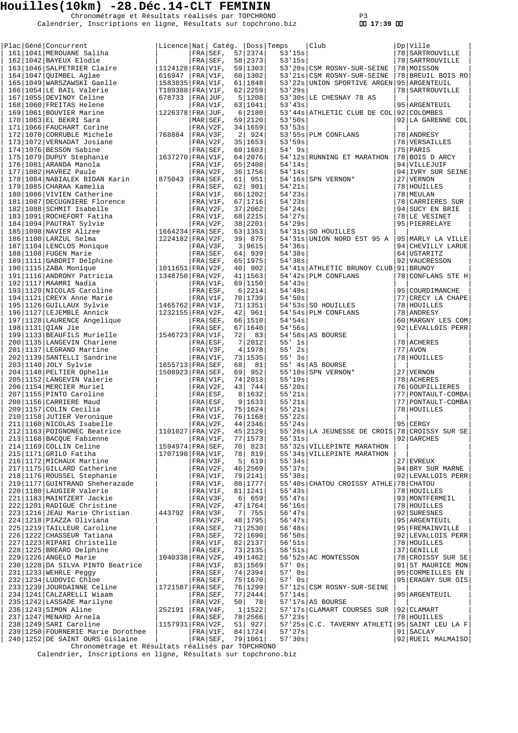# Houilles(10km) -28.Déc.14-CLT FEMININ

Chronométrage et Résultats réalisés par TOPCHRONO
Calendrier, Inscriptions en ligne, Résultats sur topchrono.biz

17:39

| Plac | Géné | Concurrent | Licence | Nat | Catég. | | Doss | Temps | Club | Dp | Ville |
|---|---|---|---|---|---|---|---|---|---|---|---|
| 161 | 1041 | MEROUANE Saliha | | FRA | SEF, | 57 | 2374 | 53'15s | | 78 | SARTROUVILLE |
| 162 | 1042 | BAYEUX Elodie | | FRA | SEF, | 58 | 2373 | 53'15s | | 78 | SARTROUVILLE |
| 163 | 1046 | SALPETRIER Claire | 1124128 | FRA | V1F, | 59 | 1303 | 53'20s | CSM ROSNY-SUR-SEINE | 78 | MOISSON |
| 164 | 1047 | QUIMBEL Aglae | 616947 | FRA | V1F, | 60 | 1302 | 53'21s | CSM ROSNY-SUR-SEINE | 78 | BREUIL BOIS RO |
| 165 | 1049 | WARSZAWSKI Gaelle | 1583835 | FRA | V1F, | 61 | 1848 | 53'22s | UNION SPORTIVE ARGEN | 95 | ARGENTEUIL |
| 166 | 1054 | LE BAIL Valerie | T189388 | FRA | V1F, | 62 | 2259 | 53'29s | | 78 | SARTROUVILLE |
| 167 | 1055 | DEVINOY Celine | 678733 | FRA | JUF, | 5 | 1208 | 53'30s | LE CHESNAY 78 AS | | |
| 168 | 1060 | FREITAS Helene | | FRA | V1F, | 63 | 1041 | 53'43s | | 95 | ARGENTEUIL |
| 169 | 1061 | BOUVIER Marine | 1226378 | FRA | JUF, | 6 | 2180 | 53'44s | ATHLETIC CLUB DE COL | 92 | COLOMBES |
| 170 | 1063 | EL BEKRI Sara | | MAR | SEF, | 59 | 2120 | 53'50s | | 92 | LA GARENNE COL |
| 171 | 1066 | FAUCHART Corine | | FRA | V2F, | 34 | 1659 | 53'53s | | | |
| 172 | 1070 | CORRUBLE Michele | 768884 | FRA | V3F, | 2 | 924 | 53'55s | PLM CONFLANS | 78 | ANDRESY |
| 173 | 1072 | VERNADAT Josiane | | FRA | V2F, | 35 | 1653 | 53'59s | | 78 | VERSAILLES |
| 174 | 1076 | BESSON Sabine | | FRA | SEF, | 60 | 1603 | 54' 9s | | 75 | PARIS |
| 175 | 1079 | DUPUY Stephanie | 1637270 | FRA | V1F, | 64 | 2076 | 54'12s | RUNNING ET MARATHON | 78 | BOIS D ARCY |
| 176 | 1081 | ARANDA Manola | | FRA | V1F, | 65 | 2408 | 54'14s | | 94 | VILLEJUIF |
| 177 | 1082 | HAVREZ Paule | | FRA | V2F, | 36 | 1756 | 54'14s | | 94 | IVRY SUR SEINE |
| 178 | 1084 | NABIALEK BIDAN Karin | 875043 | FRA | SEF, | 61 | 951 | 54'16s | SPN VERNON* | 27 | VERNON |
| 179 | 1085 | CHARAA Kamelia | | FRA | SEF, | 62 | 901 | 54'21s | | 78 | HOUILLES |
| 180 | 1086 | VIVIEN Catherine | | FRA | V1F, | 66 | 1202 | 54'23s | | 78 | MEULAN |
| 181 | 1087 | DECUGNIERE Florence | | FRA | V1F, | 67 | 1716 | 54'23s | | 78 | CARRIERES SUR |
| 182 | 1088 | SCHMIT Isabelle | | FRA | V2F, | 37 | 2062 | 54'24s | | 94 | SUCY EN BRIE |
| 183 | 1091 | ROCHEFORT Fatiha | | FRA | V1F, | 68 | 2215 | 54'27s | | 78 | LE VESINET |
| 184 | 1094 | PAUTRAT Sylvie | | FRA | V2F, | 38 | 2201 | 54'29s | | 95 | PIERRELAYE |
| 185 | 1098 | NAVIER Alizee | 1664234 | FRA | SEF, | 63 | 1353 | 54'31s | SO HOUILLES | | |
| 186 | 1100 | LARZUL Selma | 1224182 | FRA | V2F, | 39 | 875 | 54'31s | UNION NORD EST 95 A | 95 | MARLY LA VILLE |
| 187 | 1104 | LENCLOS Monique | | FRA | V3F, | 3 | 9615 | 54'36s | | 94 | CHEVILLY LARUE |
| 188 | 1108 | FUGEN Marie | | FRA | SEF, | 64 | 939 | 54'38s | | 64 | USTARITZ |
| 189 | 1111 | GABORIT Delphine | | FRA | SEF, | 65 | 1975 | 54'38s | | 92 | VAUCRESSON |
| 190 | 1115 | ZABA Monique | 1011651 | FRA | V2F, | 40 | 902 | 54'41s | ATHLETIC BRUNOY CLUB | 91 | BRUNOY |
| 191 | 1116 | ANDRONY Patricia | 1348750 | FRA | V2F, | 41 | 1563 | 54'42s | PLM CONFLANS | 78 | CONFLANS STE H |
| 192 | 1117 | MAAMRI Nadia | | FRA | V1F, | 69 | 1150 | 54'43s | | | |
| 193 | 1120 | NICOLAS Caroline | | FRA | ESF, | 6 | 2214 | 54'49s | | 95 | COURDIMANCHE |
| 194 | 1121 | CREYX Anne Marie | | FRA | V1F, | 70 | 1739 | 54'50s | | 77 | CRECY LA CHAPE |
| 195 | 1126 | GUILLAUX Sylvie | 1465762 | FRA | V1F, | 71 | 1351 | 54'53s | SO HOUILLES | 78 | HOUILLES |
| 196 | 1127 | LEJEMBLE Annick | 1232155 | FRA | V2F, | 42 | 961 | 54'54s | PLM CONFLANS | 78 | ANDRESY |
| 197 | 1128 | LAURENCE Angelique | | FRA | SEF, | 66 | 1510 | 54'54s | | 60 | MARGNY LES COM |
| 198 | 1131 | QIAN Jie | | FRA | SEF, | 67 | 1640 | 54'56s | | 92 | LEVALLOIS PERR |
| 199 | 1133 | BEAUFILS Murielle | 1546723 | FRA | V1F, | 72 | 83 | 54'58s | AS BOURSE | | |
| 200 | 1135 | LANGEVIN Charlene | | FRA | ESF, | 7 | 2012 | 55' 1s | | 78 | ACHERES |
| 201 | 1137 | LEGRAND Martine | | FRA | V3F, | 4 | 1978 | 55' 2s | | 77 | AVON |
| 202 | 1139 | SANTELLI Sandrine | | FRA | V1F, | 73 | 1535 | 55' 3s | | 78 | HOUILLES |
| 203 | 1140 | JOLY Sylvie | 1655713 | FRA | SEF, | 68 | 81 | 55' 4s | AS BOURSE | | |
| 204 | 1148 | PELTIER Ophelie | 1508923 | FRA | SEF, | 69 | 952 | 55'10s | SPN VERNON* | 27 | VERNON |
| 205 | 1152 | LANGEVIN Valerie | | FRA | V1F, | 74 | 2013 | 55'19s | | 78 | ACHERES |
| 206 | 1154 | MERCIER Muriel | | FRA | V2F, | 43 | 744 | 55'20s | | 76 | GOUPILLIERES |
| 207 | 1155 | PINTO Caroline | | FRA | ESF, | 8 | 1632 | 55'21s | | 77 | PONTAULT-COMBA |
| 208 | 1156 | CARRIERE Maud | | FRA | ESF, | 9 | 1633 | 55'21s | | 77 | PONTAULT-COMBA |
| 209 | 1157 | COLIN Cecilia | | FRA | V1F, | 75 | 1624 | 55'21s | | 78 | HOUILLES |
| 210 | 1158 | JUTIER Veronique | | FRA | V1F, | 76 | 1168 | 55'22s | | | |
| 211 | 1160 | NICOLAS Isabelle | | FRA | V2F, | 44 | 2346 | 55'24s | | 95 | CERGY |
| 212 | 1163 | POIGNONEC Beatrice | 1101027 | FRA | V2F, | 45 | 2129 | 55'26s | LA JEUNESSE DE CROIS | 78 | CROISSY SUR SE |
| 213 | 1168 | BACQUE Fabienne | | FRA | V1F, | 77 | 1573 | 55'31s | | 92 | GARCHES |
| 214 | 1169 | COLLIN Celine | 1594974 | FRA | SEF, | 70 | 823 | 55'32s | VILLEPINTE MARATHON | | |
| 215 | 1171 | GRILO Fatiha | 1707198 | FRA | V1F, | 78 | 819 | 55'34s | VILLEPINTE MARATHON | | |
| 216 | 1172 | MICHAUX Martine | | FRA | V3F, | 5 | 619 | 55'34s | | 27 | EVREUX |
| 217 | 1175 | GILLARD Catherine | | FRA | V2F, | 46 | 2569 | 55'37s | | 94 | BRY SUR MARNE |
| 218 | 1176 | ROUSSEL Stephanie | | FRA | V1F, | 79 | 2141 | 55'38s | | 92 | LEVALLOIS PERR |
| 219 | 1177 | GUINTRAND Sheherazade | | FRA | V1F, | 80 | 1777 | 55'40s | CHATOU CROISSY ATHLE | 78 | CHATOU |
| 220 | 1180 | LAUGIER Valerie | | FRA | V1F, | 81 | 1241 | 55'43s | | 78 | HOUILLES |
| 221 | 1183 | MAINTZERT Jackie | | FRA | V3F, | 6 | 659 | 55'47s | | 93 | MONTFERMEIL |
| 222 | 1201 | RADIGUE Christine | | FRA | V2F, | 47 | 1764 | 56'16s | | 78 | HOUILLES |
| 223 | 1216 | JEAU Marie Christian | 443792 | FRA | V3F, | 7 | 755 | 56'47s | | 92 | SURESNES |
| 224 | 1218 | PIAZZA Oliviana | | FRA | V2F, | 48 | 1795 | 56'47s | | 95 | ARGENTEUIL |
| 225 | 1219 | TAILLEUR Caroline | | FRA | SEF, | 71 | 2530 | 56'48s | | 95 | FREMAINVILLE |
| 226 | 1222 | CHASSEUR Tatiana | | FRA | SEF, | 72 | 1690 | 56'50s | | 92 | LEVALLOIS PERR |
| 227 | 1223 | RIPARI Christelle | | FRA | V1F, | 82 | 2137 | 56'51s | | 78 | HOUILLES |
| 228 | 1225 | BREARD Delphine | | FRA | SEF, | 73 | 2135 | 56'51s | | 37 | GENILLE |
| 229 | 1226 | ANGELO Marie | 1040338 | FRA | V2F, | 49 | 1462 | 56'52s | AC MONTESSON | 78 | CROISSY SUR SE |
| 230 | 1228 | DA SILVA PINTO Beatrice | | FRA | V1F, | 83 | 1569 | 57' 0s | | 91 | ST MAURICE MON |
| 231 | 1233 | WEHRLE Peggy | | FRA | SEF, | 74 | 2394 | 57' 0s | | 95 | CORMEILLES EN |
| 232 | 1234 | LUDOVIC Chloe | | FRA | SEF, | 75 | 1670 | 57' 0s | | 95 | ERAGNY SUR OIS |
| 233 | 1239 | JOURDAINNE Celine | 1721587 | FRA | SEF, | 76 | 1299 | 57'12s | CSM ROSNY-SUR-SEINE | | |
| 234 | 1241 | CALZARELLI Wiaam | | FRA | SEF, | 77 | 2444 | 57'14s | | 95 | ARGENTEUIL |
| 235 | 1242 | LASSADE Marilyne | | FRA | V2F, | 50 | 78 | 57'17s | AS BOURSE | | |
| 236 | 1243 | SIMON Aline | 252191 | FRA | V4F, | 1 | 1522 | 57'17s | CLAMART COURSES SUR | 92 | CLAMART |
| 237 | 1247 | MENARD Arnela | | FRA | SEF, | 78 | 2566 | 57'23s | | 78 | HOUILLES |
| 238 | 1249 | SARI Caroline | 1157931 | FRA | V2F, | 51 | 927 | 57'25s | C.C. TAVERNY ATHLETI | 95 | SAINT LEU LA F |
| 239 | 1250 | FOURNERIE Marie Dorothee | | FRA | V1F, | 84 | 1724 | 57'27s | | 91 | SACLAY |
| 240 | 1252 | DE SAINT OURS Gislaine | | FRA | SEF, | 79 | 1061 | 57'30s | | 92 | RUEIL MALMAISO |

Chronométrage et Résultats réalisés par TOPCHRONO
Calendrier, Inscriptions en ligne, Résultats sur topchrono.biz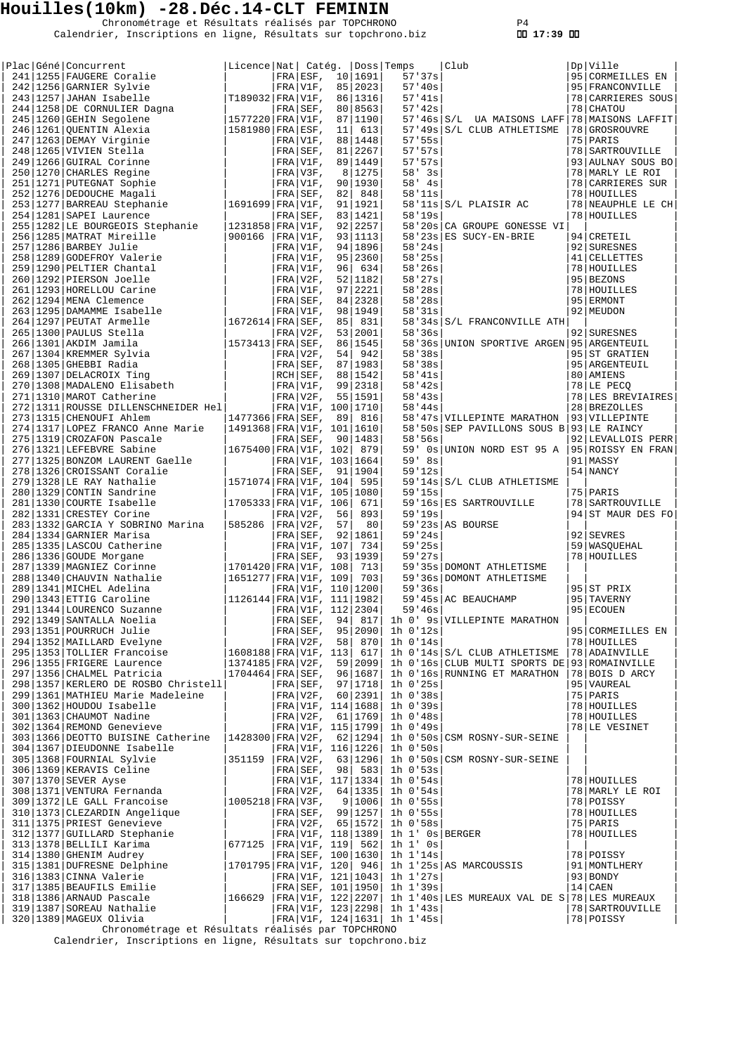# Houilles(10km) -28.Déc.14-CLT FEMININ

Chronométrage et Résultats réalisés par TOPCHRONO
Calendrier, Inscriptions en ligne, Résultats sur topchrono.biz

17:39

| Plac | Géné | Concurrent | Licence | Nat | Catég. | | Doss | Temps | Club | Dp | Ville |
|---|---|---|---|---|---|---|---|---|---|---|---|
| 241 | 1255 | FAUGERE Coralie | | FRA | ESF, | 10 | 1691 | 57'37s | | 95 | CORMEILLES EN |
| 242 | 1256 | GARNIER Sylvie | | FRA | V1F, | 85 | 2023 | 57'40s | | 95 | FRANCONVILLE |
| 243 | 1257 | JAHAN Isabelle | T189032 | FRA | V1F, | 86 | 1316 | 57'41s | | 78 | CARRIERES SOUS |
| 244 | 1258 | DE CORNULIER Dagna | | FRA | SEF, | 80 | 8563 | 57'42s | | 78 | CHATOU |
| 245 | 1260 | GEHIN Segolene | 1577220 | FRA | V1F, | 87 | 1190 | 57'46s | S/L UA MAISONS LAFF | 78 | MAISONS LAFFIT |
| 246 | 1261 | QUENTIN Alexia | 1581980 | FRA | ESF, | 11 | 613 | 57'49s | S/L CLUB ATHLETISME | 78 | GROSROUVRE |
| 247 | 1263 | DEMAY Virginie | | FRA | V1F, | 88 | 1448 | 57'55s | | 75 | PARIS |
| 248 | 1265 | VIVIEN Stella | | FRA | SEF, | 81 | 2267 | 57'57s | | 78 | SARTROUVILLE |
| 249 | 1266 | GUIRAL Corinne | | FRA | V1F, | 89 | 1449 | 57'57s | | 93 | AULNAY SOUS BO |
| 250 | 1270 | CHARLES Regine | | FRA | V3F, | 8 | 1275 | 58' 3s | | 78 | MARLY LE ROI |
| 251 | 1271 | PUTEGNAT Sophie | | FRA | V1F, | 90 | 1930 | 58' 4s | | 78 | CARRIERES SUR |
| 252 | 1276 | DEDOUCHE Magali | | FRA | SEF, | 82 | 848 | 58'11s | | 78 | HOUILLES |
| 253 | 1277 | BARREAU Stephanie | 1691699 | FRA | V1F, | 91 | 1921 | 58'11s | S/L PLAISIR AC | 78 | NEAUPHLE LE CH |
| 254 | 1281 | SAPEI Laurence | | FRA | SEF, | 83 | 1421 | 58'19s | | 78 | HOUILLES |
| 255 | 1282 | LE BOURGEOIS Stephanie | 1231858 | FRA | V1F, | 92 | 2257 | 58'20s | CA GROUPE GONESSE VI | | |
| 256 | 1285 | MATRAT Mireille | 900166 | FRA | V1F, | 93 | 1113 | 58'23s | ES SUCY-EN-BRIE | 94 | CRETEIL |
| 257 | 1286 | BARBEY Julie | | FRA | V1F, | 94 | 1896 | 58'24s | | 92 | SURESNES |
| 258 | 1289 | GODEFROY Valerie | | FRA | V1F, | 95 | 2360 | 58'25s | | 41 | CELLETTES |
| 259 | 1290 | PELTIER Chantal | | FRA | V1F, | 96 | 634 | 58'26s | | 78 | HOUILLES |
| 260 | 1292 | PIERSON Joelle | | FRA | V2F, | 52 | 1182 | 58'27s | | 95 | BEZONS |
| 261 | 1293 | HORELLOU Carine | | FRA | V1F, | 97 | 2221 | 58'28s | | 78 | HOUILLES |
| 262 | 1294 | MENA Clemence | | FRA | SEF, | 84 | 2328 | 58'28s | | 95 | ERMONT |
| 263 | 1295 | DAMAMME Isabelle | | FRA | V1F, | 98 | 1949 | 58'31s | | 92 | MEUDON |
| 264 | 1297 | PEUTAT Armelle | 1672614 | FRA | SEF, | 85 | 831 | 58'34s | S/L FRANCONVILLE ATH | | |
| 265 | 1300 | PAULUS Stella | | FRA | V2F, | 53 | 2001 | 58'36s | | 92 | SURESNES |
| 266 | 1301 | AKDIM Jamila | 1573413 | FRA | SEF, | 86 | 1545 | 58'36s | UNION SPORTIVE ARGEN | 95 | ARGENTEUIL |
| 267 | 1304 | KREMMER Sylvia | | FRA | V2F, | 54 | 942 | 58'38s | | 95 | ST GRATIEN |
| 268 | 1305 | GHEBBI Radia | | FRA | SEF, | 87 | 1983 | 58'38s | | 95 | ARGENTEUIL |
| 269 | 1307 | DELACROIX Ting | | RCH | SEF, | 88 | 1542 | 58'41s | | 80 | AMIENS |
| 270 | 1308 | MADALENO Elisabeth | | FRA | V1F, | 99 | 2318 | 58'42s | | 78 | LE PECQ |
| 271 | 1310 | MAROT Catherine | | FRA | V2F, | 55 | 1591 | 58'43s | | 78 | LES BREVIAIRES |
| 272 | 1311 | ROUSSE DILLENSCHNEIDER Hel | | FRA | V1F, | 100 | 1710 | 58'44s | | 28 | BREZOLLES |
| 273 | 1315 | CHENOUFI Ahlem | 1477366 | FRA | SEF, | 89 | 816 | 58'47s | VILLEPINTE MARATHON | 93 | VILLEPINTE |
| 274 | 1317 | LOPEZ FRANCO Anne Marie | 1491368 | FRA | V1F, | 101 | 1610 | 58'50s | SEP PAVILLONS SOUS B | 93 | LE RAINCY |
| 275 | 1319 | CROZAFON Pascale | | FRA | SEF, | 90 | 1483 | 58'56s | | 92 | LEVALLOIS PERR |
| 276 | 1321 | LEFEBVRE Sabine | 1675400 | FRA | V1F, | 102 | 879 | 59' 0s | UNION NORD EST 95 A | 95 | ROISSY EN FRAN |
| 277 | 1325 | BONZOM LAURENT Gaelle | | FRA | V1F, | 103 | 1664 | 59' 8s | | 91 | MASSY |
| 278 | 1326 | CROISSANT Coralie | | FRA | SEF, | 91 | 1904 | 59'12s | | 54 | NANCY |
| 279 | 1328 | LE RAY Nathalie | 1571074 | FRA | V1F, | 104 | 595 | 59'14s | S/L CLUB ATHLETISME | | |
| 280 | 1329 | CONTIN Sandrine | | FRA | V1F, | 105 | 1080 | 59'15s | | 75 | PARIS |
| 281 | 1330 | COURTE Isabelle | 1705333 | FRA | V1F, | 106 | 671 | 59'16s | ES SARTROUVILLE | 78 | SARTROUVILLE |
| 282 | 1331 | CRESTEY Corine | | FRA | V2F, | 56 | 893 | 59'19s | | 94 | ST MAUR DES FO |
| 283 | 1332 | GARCIA Y SOBRINO Marina | 585286 | FRA | V2F, | 57 | 80 | 59'23s | AS BOURSE | | |
| 284 | 1334 | GARNIER Marisa | | FRA | SEF, | 92 | 1861 | 59'24s | | 92 | SEVRES |
| 285 | 1335 | LASCOU Catherine | | FRA | V1F, | 107 | 734 | 59'25s | | 59 | WASQUEHAL |
| 286 | 1336 | GOUDE Morgane | | FRA | SEF, | 93 | 1939 | 59'27s | | 78 | HOUILLES |
| 287 | 1339 | MAGNIEZ Corinne | 1701420 | FRA | V1F, | 108 | 713 | 59'35s | DOMONT ATHLETISME | | |
| 288 | 1340 | CHAUVIN Nathalie | 1651277 | FRA | V1F, | 109 | 703 | 59'36s | DOMONT ATHLETISME | | |
| 289 | 1341 | MICHEL Adelina | | FRA | V1F, | 110 | 1200 | 59'36s | | 95 | ST PRIX |
| 290 | 1343 | ETTIG Caroline | 1126144 | FRA | V1F, | 111 | 1982 | 59'45s | AC BEAUCHAMP | 95 | TAVERNY |
| 291 | 1344 | LOURENCO Suzanne | | FRA | V1F, | 112 | 2304 | 59'46s | | 95 | ECOUEN |
| 292 | 1349 | SANTALLA Noelia | | FRA | SEF, | 94 | 817 | 1h 0' 9s | VILLEPINTE MARATHON | | |
| 293 | 1351 | POURRUCH Julie | | FRA | SEF, | 95 | 2090 | 1h 0'12s | | 95 | CORMEILLES EN |
| 294 | 1352 | MAILLARD Evelyne | | FRA | V2F, | 58 | 870 | 1h 0'14s | | 78 | HOUILLES |
| 295 | 1353 | TOLLIER Francoise | 1608188 | FRA | V1F, | 113 | 617 | 1h 0'14s | S/L CLUB ATHLETISME | 78 | ADAINVILLE |
| 296 | 1355 | FRIGERE Laurence | 1374185 | FRA | V2F, | 59 | 2099 | 1h 0'16s | CLUB MULTI SPORTS DE | 93 | ROMAINVILLE |
| 297 | 1356 | CHALMEL Patricia | 1704464 | FRA | SEF, | 96 | 1687 | 1h 0'16s | RUNNING ET MARATHON | 78 | BOIS D ARCY |
| 298 | 1357 | KERLERO DE ROSBO Christell | | FRA | SEF, | 97 | 1718 | 1h 0'25s | | 95 | VAUREAL |
| 299 | 1361 | MATHIEU Marie Madeleine | | FRA | V2F, | 60 | 2391 | 1h 0'38s | | 75 | PARIS |
| 300 | 1362 | HOUDOU Isabelle | | FRA | V1F, | 114 | 1688 | 1h 0'39s | | 78 | HOUILLES |
| 301 | 1363 | CHAUMOT Nadine | | FRA | V2F, | 61 | 1769 | 1h 0'48s | | 78 | HOUILLES |
| 302 | 1364 | REMOND Genevieve | | FRA | V1F, | 115 | 1799 | 1h 0'49s | | 78 | LE VESINET |
| 303 | 1366 | DEOTTO BUISINE Catherine | 1428300 | FRA | V2F, | 62 | 1294 | 1h 0'50s | CSM ROSNY-SUR-SEINE | | |
| 304 | 1367 | DIEUDONNE Isabelle | | FRA | V1F, | 116 | 1226 | 1h 0'50s | | | |
| 305 | 1368 | FOURNIAL Sylvie | 351159 | FRA | V2F, | 63 | 1296 | 1h 0'50s | CSM ROSNY-SUR-SEINE | | |
| 306 | 1369 | KERAVIS Celine | | FRA | SEF, | 98 | 583 | 1h 0'53s | | | |
| 307 | 1370 | SEVER Ayse | | FRA | V1F, | 117 | 1334 | 1h 0'54s | | 78 | HOUILLES |
| 308 | 1371 | VENTURA Fernanda | | FRA | V2F, | 64 | 1335 | 1h 0'54s | | 78 | MARLY LE ROI |
| 309 | 1372 | LE GALL Francoise | 1005218 | FRA | V3F, | 9 | 1006 | 1h 0'55s | | 78 | POISSY |
| 310 | 1373 | CLEZARDIN Angelique | | FRA | SEF, | 99 | 1257 | 1h 0'55s | | 78 | HOUILLES |
| 311 | 1375 | PRIEST Genevieve | | FRA | V2F, | 65 | 1572 | 1h 0'58s | | 75 | PARIS |
| 312 | 1377 | GUILLARD Stephanie | | FRA | V1F, | 118 | 1389 | 1h 1' 0s | BERGER | 78 | HOUILLES |
| 313 | 1378 | BELLILI Karima | 677125 | FRA | V1F, | 119 | 562 | 1h 1' 0s | | | |
| 314 | 1380 | GHENIM Audrey | | FRA | SEF, | 100 | 1630 | 1h 1'14s | | 78 | POISSY |
| 315 | 1381 | DUFRESNE Delphine | 1701795 | FRA | V1F, | 120 | 946 | 1h 1'25s | AS MARCOUSSIS | 91 | MONTLHERY |
| 316 | 1383 | CINNA Valerie | | FRA | V1F, | 121 | 1043 | 1h 1'27s | | 93 | BONDY |
| 317 | 1385 | BEAUFILS Emilie | | FRA | SEF, | 101 | 1950 | 1h 1'39s | | 14 | CAEN |
| 318 | 1386 | ARNAUD Pascale | 166629 | FRA | V1F, | 122 | 2207 | 1h 1'40s | LES MUREAUX VAL DE S | 78 | LES MUREAUX |
| 319 | 1387 | SOREAU Nathalie | | FRA | V1F, | 123 | 2298 | 1h 1'43s | | 78 | SARTROUVILLE |
| 320 | 1389 | MAGEUX Olivia | | FRA | V1F, | 124 | 1631 | 1h 1'45s | | 78 | POISSY |

Chronométrage et Résultats réalisés par TOPCHRONO
Calendrier, Inscriptions en ligne, Résultats sur topchrono.biz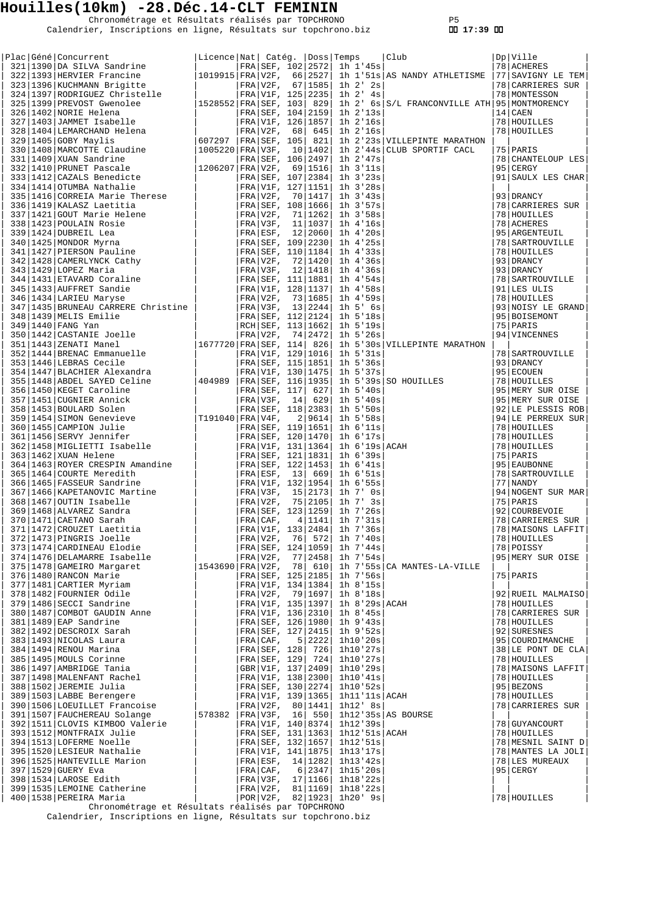# Houilles(10km) -28.Déc.14-CLT FEMININ

Chronométrage et Résultats réalisés par TOPCHRONO
Calendrier, Inscriptions en ligne, Résultats sur topchrono.biz

17:39

| Plac | Géné | Concurrent | Licence | Nat | Catég. | | Doss | Temps | Club | Dp | Ville |
|---|---|---|---|---|---|---|---|---|---|---|---|
| 321 | 1390 | DA SILVA Sandrine | | FRA | SEF, | 102 | 2572 | 1h 1'45s | | 78 | ACHERES |
| 322 | 1393 | HERVIER Francine | 1019915 | FRA | V2F, | 66 | 2527 | 1h 1'51s | AS NANDY ATHLETISME | 77 | SAVIGNY LE TEM |
| 323 | 1396 | KUCHMANN Brigitte | | FRA | V2F, | 67 | 1585 | 1h 2' 2s | | 78 | CARRIERES SUR |
| 324 | 1397 | RODRIGUEZ Christelle | | FRA | V1F, | 125 | 2235 | 1h 2' 4s | | 78 | MONTESSON |
| 325 | 1399 | PREVOST Gwenolee | 1528552 | FRA | SEF, | 103 | 829 | 1h 2' 6s | S/L FRANCONVILLE ATH | 95 | MONTMORENCY |
| 326 | 1402 | NORIE Helena | | FRA | SEF, | 104 | 2159 | 1h 2'13s | | 14 | CAEN |
| 327 | 1403 | JAMMET Isabelle | | FRA | V1F, | 126 | 1857 | 1h 2'16s | | 78 | HOUILLES |
| 328 | 1404 | LEMARCHAND Helena | | FRA | V2F, | 68 | 645 | 1h 2'16s | | 78 | HOUILLES |
| 329 | 1405 | GOBY Maylis | 607297 | FRA | SEF, | 105 | 821 | 1h 2'23s | VILLEPINTE MARATHON | | |
| 330 | 1408 | MARCOTTE Claudine | 1005220 | FRA | V3F, | 10 | 1402 | 1h 2'44s | CLUB SPORTIF CACL | 75 | PARIS |
| 331 | 1409 | XUAN Sandrine | | FRA | SEF, | 106 | 2497 | 1h 2'47s | | 78 | CHANTELOUP LES |
| 332 | 1410 | PRUNET Pascale | 1206207 | FRA | V2F, | 69 | 1516 | 1h 3'11s | | 95 | CERGY |
| 333 | 1412 | CAZALS Benedicte | | FRA | SEF, | 107 | 2384 | 1h 3'23s | | 91 | SAULX LES CHAR |
| 334 | 1414 | OTUMBA Nathalie | | FRA | V1F, | 127 | 1151 | 1h 3'28s | | | |
| 335 | 1416 | CORREIA Marie Therese | | FRA | V2F, | 70 | 1417 | 1h 3'43s | | 93 | DRANCY |
| 336 | 1419 | KALASZ Laetitia | | FRA | SEF, | 108 | 1666 | 1h 3'57s | | 78 | CARRIERES SUR |
| 337 | 1421 | GOUT Marie Helene | | FRA | V2F, | 71 | 1262 | 1h 3'58s | | 78 | HOUILLES |
| 338 | 1423 | POULAIN Rosie | | FRA | V3F, | 11 | 1037 | 1h 4'16s | | 78 | ACHERES |
| 339 | 1424 | DUBREIL Lea | | FRA | ESF, | 12 | 2060 | 1h 4'20s | | 95 | ARGENTEUIL |
| 340 | 1425 | MONDOR Myrna | | FRA | SEF, | 109 | 2230 | 1h 4'25s | | 78 | SARTROUVILLE |
| 341 | 1427 | PIERSON Pauline | | FRA | SEF, | 110 | 1184 | 1h 4'33s | | 78 | HOUILLES |
| 342 | 1428 | CAMERLYNCK Cathy | | FRA | V2F, | 72 | 1420 | 1h 4'36s | | 93 | DRANCY |
| 343 | 1429 | LOPEZ Maria | | FRA | V3F, | 12 | 1418 | 1h 4'36s | | 93 | DRANCY |
| 344 | 1431 | ETAVARD Coraline | | FRA | SEF, | 111 | 1881 | 1h 4'54s | | 78 | SARTROUVILLE |
| 345 | 1433 | AUFFRET Sandie | | FRA | V1F, | 128 | 1137 | 1h 4'58s | | 91 | LES ULIS |
| 346 | 1434 | LARIEU Maryse | | FRA | V2F, | 73 | 1685 | 1h 4'59s | | 78 | HOUILLES |
| 347 | 1435 | BRUNEAU CARRERE Christine | | FRA | V3F, | 13 | 2244 | 1h 5' 6s | | 93 | NOISY LE GRAND |
| 348 | 1439 | MELIS Emilie | | FRA | SEF, | 112 | 2124 | 1h 5'18s | | 95 | BOISEMONT |
| 349 | 1440 | FANG Yan | | RCH | SEF, | 113 | 1662 | 1h 5'19s | | 75 | PARIS |
| 350 | 1442 | CASTANIE Joelle | | FRA | V2F, | 74 | 2472 | 1h 5'26s | | 94 | VINCENNES |
| 351 | 1443 | ZENATI Manel | 1677720 | FRA | SEF, | 114 | 826 | 1h 5'30s | VILLEPINTE MARATHON | | |
| 352 | 1444 | BRENAC Emmanuelle | | FRA | V1F, | 129 | 1016 | 1h 5'31s | | 78 | SARTROUVILLE |
| 353 | 1446 | LEBRAS Cecile | | FRA | SEF, | 115 | 1851 | 1h 5'36s | | 93 | DRANCY |
| 354 | 1447 | BLACHIER Alexandra | | FRA | V1F, | 130 | 1475 | 1h 5'37s | | 95 | ECOUEN |
| 355 | 1448 | ABDEL SAYED Celine | 404989 | FRA | SEF, | 116 | 1935 | 1h 5'39s | SO HOUILLES | 78 | HOUILLES |
| 356 | 1450 | KEGET Caroline | | FRA | SEF, | 117 | 627 | 1h 5'40s | | 95 | MERY SUR OISE |
| 357 | 1451 | CUGNIER Annick | | FRA | V3F, | 14 | 629 | 1h 5'40s | | 95 | MERY SUR OISE |
| 358 | 1453 | BOULARD Solen | | FRA | SEF, | 118 | 2383 | 1h 5'50s | | 92 | LE PLESSIS ROB |
| 359 | 1454 | SIMON Genevieve | T191040 | FRA | V4F, | 2 | 9614 | 1h 5'58s | | 94 | LE PERREUX SUR |
| 360 | 1455 | CAMPION Julie | | FRA | SEF, | 119 | 1651 | 1h 6'11s | | 78 | HOUILLES |
| 361 | 1456 | SERVY Jennifer | | FRA | SEF, | 120 | 1470 | 1h 6'17s | | 78 | HOUILLES |
| 362 | 1458 | MIGLIETTI Isabelle | | FRA | V1F, | 131 | 1364 | 1h 6'19s | ACAH | 78 | HOUILLES |
| 363 | 1462 | XUAN Helene | | FRA | SEF, | 121 | 1831 | 1h 6'39s | | 75 | PARIS |
| 364 | 1463 | ROYER CRESPIN Amandine | | FRA | SEF, | 122 | 1453 | 1h 6'41s | | 95 | EAUBONNE |
| 365 | 1464 | COURTE Meredith | | FRA | ESF, | 13 | 669 | 1h 6'51s | | 78 | SARTROUVILLE |
| 366 | 1465 | FASSEUR Sandrine | | FRA | V1F, | 132 | 1954 | 1h 6'55s | | 77 | NANDY |
| 367 | 1466 | KAPETANOVIC Martine | | FRA | V3F, | 15 | 2173 | 1h 7' 0s | | 94 | NOGENT SUR MAR |
| 368 | 1467 | OUTIN Isabelle | | FRA | V2F, | 75 | 2105 | 1h 7' 3s | | 75 | PARIS |
| 369 | 1468 | ALVAREZ Sandra | | FRA | SEF, | 123 | 1259 | 1h 7'26s | | 92 | COURBEVOIE |
| 370 | 1471 | CAETANO Sarah | | FRA | CAF, | 4 | 1141 | 1h 7'31s | | 78 | CARRIERES SUR |
| 371 | 1472 | CROUZET Laetitia | | FRA | V1F, | 133 | 2484 | 1h 7'36s | | 78 | MAISONS LAFFIT |
| 372 | 1473 | PINGRIS Joelle | | FRA | V2F, | 76 | 572 | 1h 7'40s | | 78 | HOUILLES |
| 373 | 1474 | CARDINEAU Elodie | | FRA | SEF, | 124 | 1059 | 1h 7'44s | | 78 | POISSY |
| 374 | 1476 | DELAMARRE Isabelle | | FRA | V2F, | 77 | 2458 | 1h 7'54s | | 95 | MERY SUR OISE |
| 375 | 1478 | GAMEIRO Margaret | 1543690 | FRA | V2F, | 78 | 610 | 1h 7'55s | CA MANTES-LA-VILLE | | |
| 376 | 1480 | RANCON Marie | | FRA | SEF, | 125 | 2185 | 1h 7'56s | | 75 | PARIS |
| 377 | 1481 | CARTIER Myriam | | FRA | V1F, | 134 | 1384 | 1h 8'15s | | | |
| 378 | 1482 | FOURNIER Odile | | FRA | V2F, | 79 | 1697 | 1h 8'18s | | 92 | RUEIL MALMAISO |
| 379 | 1486 | SECCI Sandrine | | FRA | V1F, | 135 | 1397 | 1h 8'29s | ACAH | 78 | HOUILLES |
| 380 | 1487 | COMBOT GAUDIN Anne | | FRA | V1F, | 136 | 2310 | 1h 8'45s | | 78 | CARRIERES SUR |
| 381 | 1489 | EAP Sandrine | | FRA | SEF, | 126 | 1980 | 1h 9'43s | | 78 | HOUILLES |
| 382 | 1492 | DESCROIX Sarah | | FRA | SEF, | 127 | 2415 | 1h 9'52s | | 92 | SURESNES |
| 383 | 1493 | NICOLAS Laura | | FRA | CAF, | 5 | 2222 | 1h10'20s | | 95 | COURDIMANCHE |
| 384 | 1494 | RENOU Marina | | FRA | SEF, | 128 | 726 | 1h10'27s | | 38 | LE PONT DE CLA |
| 385 | 1495 | MOULS Corinne | | FRA | SEF, | 129 | 724 | 1h10'27s | | 78 | HOUILLES |
| 386 | 1497 | AMBRIDGE Tania | | GBR | V1F, | 137 | 2409 | 1h10'29s | | 78 | MAISONS LAFFIT |
| 387 | 1498 | MALENFANT Rachel | | FRA | V1F, | 138 | 2300 | 1h10'41s | | 78 | HOUILLES |
| 388 | 1502 | JEREMIE Julia | | FRA | SEF, | 130 | 2274 | 1h10'52s | | 95 | BEZONS |
| 389 | 1503 | LABBE Berengere | | FRA | V1F, | 139 | 1365 | 1h11'11s | ACAH | 78 | HOUILLES |
| 390 | 1506 | LOEUILLET Francoise | | FRA | V2F, | 80 | 1441 | 1h12' 8s | | 78 | CARRIERES SUR |
| 391 | 1507 | FAUCHEREAU Solange | 578382 | FRA | V3F, | 16 | 550 | 1h12'35s | AS BOURSE | | |
| 392 | 1511 | CLOVIS KIMBOO Valerie | | FRA | V1F, | 140 | 8374 | 1h12'39s | | 78 | GUYANCOURT |
| 393 | 1512 | MONTFRAIX Julie | | FRA | SEF, | 131 | 1363 | 1h12'51s | ACAH | 78 | HOUILLES |
| 394 | 1513 | LOFERME Noelle | | FRA | SEF, | 132 | 1657 | 1h12'51s | | 78 | MESNIL SAINT D |
| 395 | 1520 | LESIEUR Nathalie | | FRA | V1F, | 141 | 1875 | 1h13'17s | | 78 | MANTES LA JOLI |
| 396 | 1525 | HANTEVILLE Marion | | FRA | ESF, | 14 | 1282 | 1h13'42s | | 78 | LES MUREAUX |
| 397 | 1529 | GUERY Eva | | FRA | CAF, | 6 | 2347 | 1h15'20s | | 95 | CERGY |
| 398 | 1534 | LAROSE Edith | | FRA | V3F, | 17 | 1166 | 1h18'22s | | | |
| 399 | 1535 | LEMOINE Catherine | | FRA | V2F, | 81 | 1169 | 1h18'22s | | | |
| 400 | 1538 | PEREIRA Maria | | POR | V2F, | 82 | 1923 | 1h20' 9s | | 78 | HOUILLES |

Chronométrage et Résultats réalisés par TOPCHRONO
Calendrier, Inscriptions en ligne, Résultats sur topchrono.biz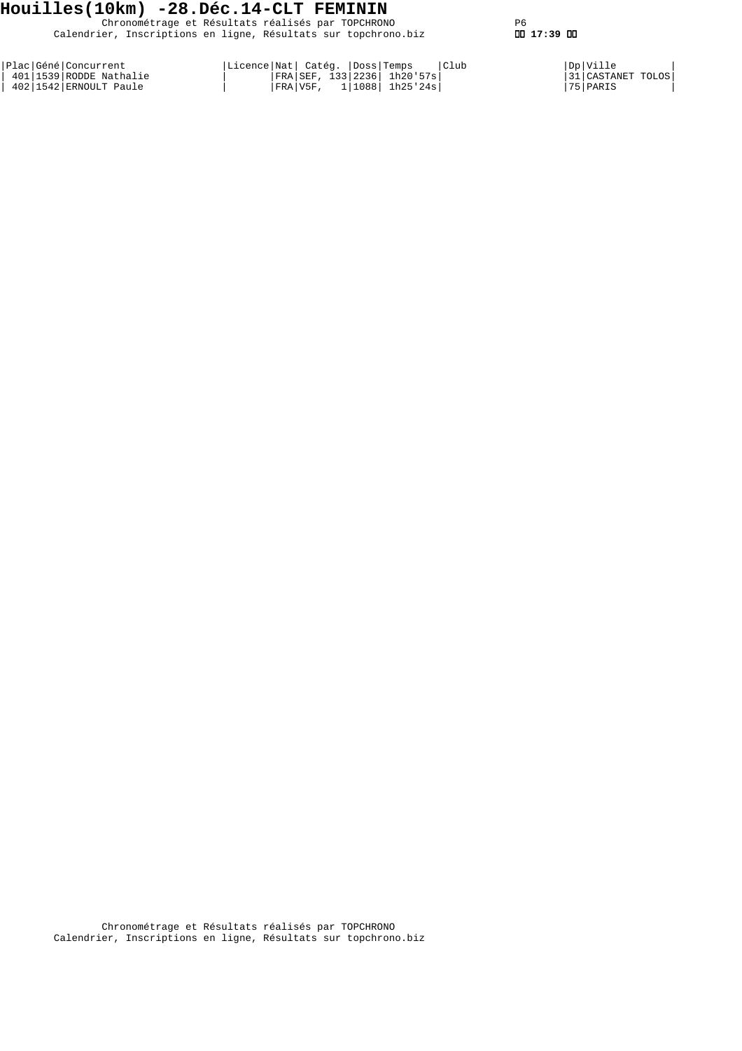# Houilles(10km) -28.Déc.14-CLT FEMININ

Chronométrage et Résultats réalisés par TOPCHRONO
Calendrier, Inscriptions en ligne, Résultats sur topchrono.biz

**17:39**

| Plac | Géné | Concurrent | Licence | Nat | Catég. | | Doss | Temps | Club | Dp | Ville |
|---|---|---|---|---|---|---|---|---|---|---|---|
| 401 | 1539 | RODDE Nathalie | | FRA | SEF, | 133 | 2236 | 1h20'57s | | 31 | CASTANET TOLOS |
| 402 | 1542 | ERNOULT Paule | | FRA | V5F, | 1 | 1088 | 1h25'24s | | 75 | PARIS |